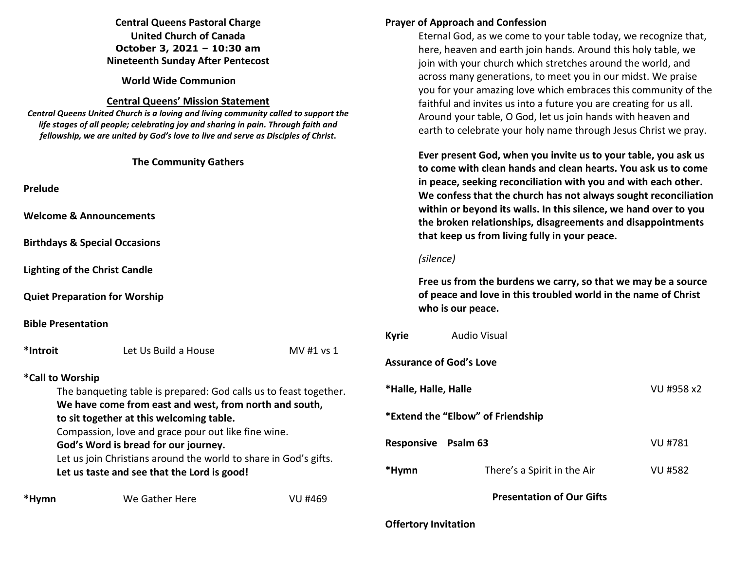**Central Queens Pastoral Charge**
**United Church of Canada**
**October 3, 2021 – 10:30 am**
**Nineteenth Sunday After Pentecost**

**World Wide Communion**

**Central Queens' Mission Statement**

***Central Queens United Church is a loving and living community called to support the life stages of all people; celebrating joy and sharing in pain. Through faith and fellowship, we are united by God's love to live and serve as Disciples of Christ.***

## The Community Gathers

**Prelude**

**Welcome & Announcements**

**Birthdays & Special Occasions**

**Lighting of the Christ Candle**

**Quiet Preparation for Worship**

**Bible Presentation**

**\*Introit** Let Us Build a House MV #1 vs 1

**\*Call to Worship**

The banqueting table is prepared: God calls us to feast together.
**We have come from east and west, from north and south, to sit together at this welcoming table.**
Compassion, love and grace pour out like fine wine.
**God's Word is bread for our journey.**
Let us join Christians around the world to share in God's gifts.
**Let us taste and see that the Lord is good!**

**\*Hymn** We Gather Here VU #469

**Prayer of Approach and Confession**

Eternal God, as we come to your table today, we recognize that, here, heaven and earth join hands. Around this holy table, we join with your church which stretches around the world, and across many generations, to meet you in our midst. We praise you for your amazing love which embraces this community of the faithful and invites us into a future you are creating for us all. Around your table, O God, let us join hands with heaven and earth to celebrate your holy name through Jesus Christ we pray.

**Ever present God, when you invite us to your table, you ask us to come with clean hands and clean hearts. You ask us to come in peace, seeking reconciliation with you and with each other. We confess that the church has not always sought reconciliation within or beyond its walls. In this silence, we hand over to you the broken relationships, disagreements and disappointments that keep us from living fully in your peace.**

*(silence)*

**Free us from the burdens we carry, so that we may be a source of peace and love in this troubled world in the name of Christ who is our peace.**

**Kyrie** Audio Visual

**Assurance of God's Love**

**\*Halle, Halle, Halle** VU #958 x2

**\*Extend the "Elbow" of Friendship**

**Responsive Psalm 63** VU #781

**\*Hymn** There's a Spirit in the Air VU #582

## Presentation of Our Gifts

**Offertory Invitation**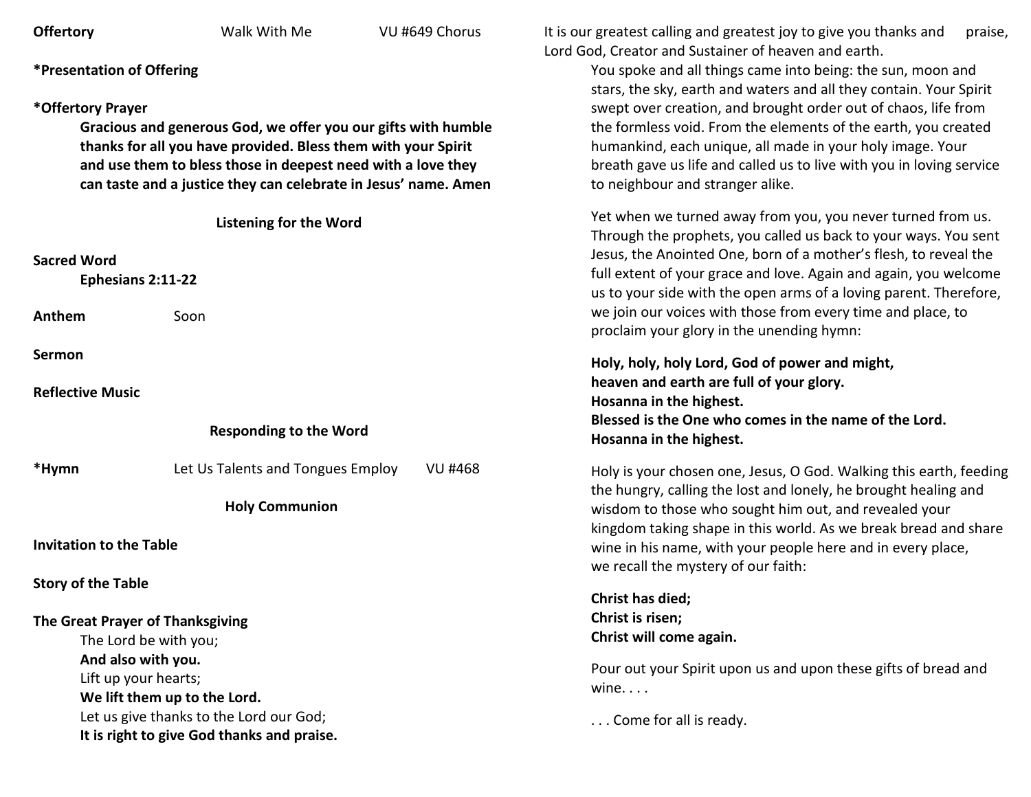**Offertory** Walk With Me VU #649 Chorus

***Presentation of Offering**

***Offertory Prayer**

**Gracious and generous God, we offer you our gifts with humble thanks for all you have provided. Bless them with your Spirit and use them to bless those in deepest need with a love they can taste and a justice they can celebrate in Jesus' name. Amen**

**Listening for the Word**

**Sacred Word**

**Ephesians 2:11-22**

**Anthem** Soon

**Sermon**

**Reflective Music**

**Responding to the Word**

***Hymn** Let Us Talents and Tongues Employ VU #468

**Holy Communion**

**Invitation to the Table**

**Story of the Table**

**The Great Prayer of Thanksgiving**

The Lord be with you;
**And also with you.**
Lift up your hearts;
**We lift them up to the Lord.**
Let us give thanks to the Lord our God;
**It is right to give God thanks and praise.**

It is our greatest calling and greatest joy to give you thanks and praise, Lord God, Creator and Sustainer of heaven and earth.

You spoke and all things came into being: the sun, moon and stars, the sky, earth and waters and all they contain. Your Spirit swept over creation, and brought order out of chaos, life from the formless void. From the elements of the earth, you created humankind, each unique, all made in your holy image. Your breath gave us life and called us to live with you in loving service to neighbour and stranger alike.

Yet when we turned away from you, you never turned from us. Through the prophets, you called us back to your ways. You sent Jesus, the Anointed One, born of a mother's flesh, to reveal the full extent of your grace and love. Again and again, you welcome us to your side with the open arms of a loving parent. Therefore, we join our voices with those from every time and place, to proclaim your glory in the unending hymn:

**Holy, holy, holy Lord, God of power and might,**
**heaven and earth are full of your glory.**
**Hosanna in the highest.**
**Blessed is the One who comes in the name of the Lord.**
**Hosanna in the highest.**

Holy is your chosen one, Jesus, O God. Walking this earth, feeding the hungry, calling the lost and lonely, he brought healing and wisdom to those who sought him out, and revealed your kingdom taking shape in this world. As we break bread and share wine in his name, with your people here and in every place, we recall the mystery of our faith:

**Christ has died;**
**Christ is risen;**
**Christ will come again.**

Pour out your Spirit upon us and upon these gifts of bread and wine. . . .

. . . Come for all is ready.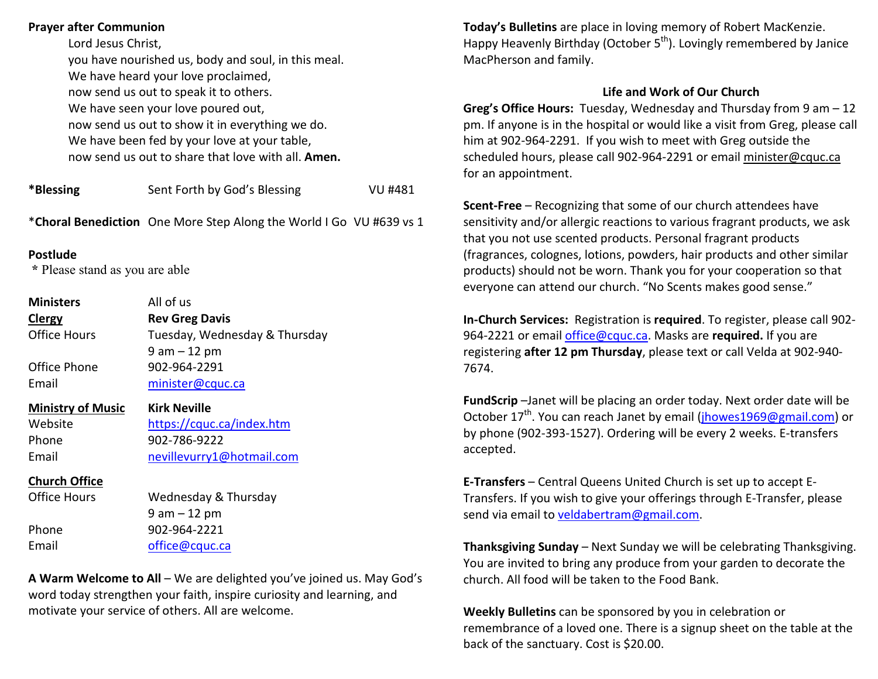**Prayer after Communion**

Lord Jesus Christ,
you have nourished us, body and soul, in this meal.
We have heard your love proclaimed,
now send us out to speak it to others.
We have seen your love poured out,
now send us out to show it in everything we do.
We have been fed by your love at your table,
now send us out to share that love with all. **Amen.**

***Blessing** Sent Forth by God's Blessing VU #481

***Choral Benediction** One More Step Along the World I Go VU #639 vs 1

**Postlude**

\* Please stand as you are able

| | |
|---|---|
| **Ministers** | All of us |
| **Clergy** | **Rev Greg Davis** |
| Office Hours | Tuesday, Wednesday & Thursday 9 am – 12 pm |
| Office Phone | 902-964-2291 |
| Email | minister@cquc.ca |
| **Ministry of Music** | **Kirk Neville** |
| Website | https://cquc.ca/index.htm |
| Phone | 902-786-9222 |
| Email | nevillevurry1@hotmail.com |
| **Church Office** | |
| Office Hours | Wednesday & Thursday 9 am – 12 pm |
| Phone | 902-964-2221 |
| Email | office@cquc.ca |

**A Warm Welcome to All** – We are delighted you've joined us. May God's word today strengthen your faith, inspire curiosity and learning, and motivate your service of others. All are welcome.

**Today's Bulletins** are place in loving memory of Robert MacKenzie. Happy Heavenly Birthday (October 5th). Lovingly remembered by Janice MacPherson and family.

## Life and Work of Our Church

**Greg's Office Hours:** Tuesday, Wednesday and Thursday from 9 am – 12 pm. If anyone is in the hospital or would like a visit from Greg, please call him at 902-964-2291. If you wish to meet with Greg outside the scheduled hours, please call 902-964-2291 or email minister@cquc.ca for an appointment.

**Scent-Free** – Recognizing that some of our church attendees have sensitivity and/or allergic reactions to various fragrant products, we ask that you not use scented products. Personal fragrant products (fragrances, colognes, lotions, powders, hair products and other similar products) should not be worn. Thank you for your cooperation so that everyone can attend our church. "No Scents makes good sense."

**In-Church Services:** Registration is **required**. To register, please call 902-964-2221 or email office@cquc.ca. Masks are **required.** If you are registering **after 12 pm Thursday**, please text or call Velda at 902-940-7674.

**FundScrip** –Janet will be placing an order today. Next order date will be October 17th. You can reach Janet by email (jhowes1969@gmail.com) or by phone (902-393-1527). Ordering will be every 2 weeks. E-transfers accepted.

**E-Transfers** – Central Queens United Church is set up to accept E-Transfers. If you wish to give your offerings through E-Transfer, please send via email to veldabertram@gmail.com.

**Thanksgiving Sunday** – Next Sunday we will be celebrating Thanksgiving. You are invited to bring any produce from your garden to decorate the church. All food will be taken to the Food Bank.

**Weekly Bulletins** can be sponsored by you in celebration or remembrance of a loved one. There is a signup sheet on the table at the back of the sanctuary. Cost is $20.00.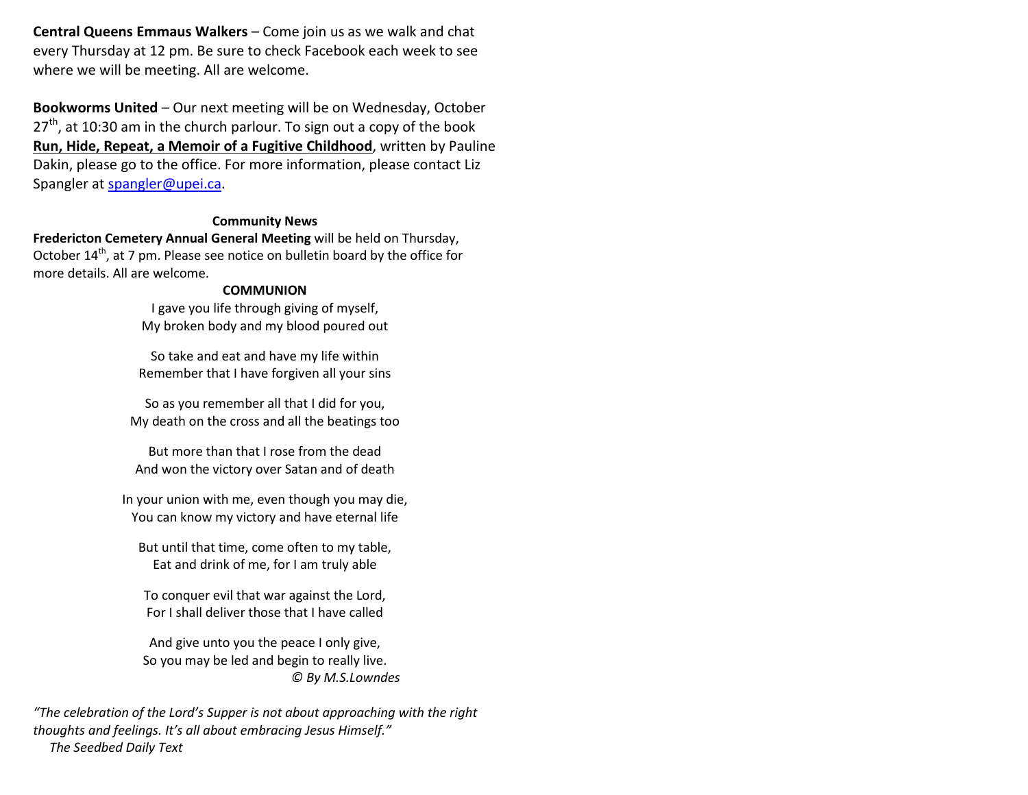**Central Queens Emmaus Walkers** – Come join us as we walk and chat every Thursday at 12 pm. Be sure to check Facebook each week to see where we will be meeting. All are welcome.

**Bookworms United** – Our next meeting will be on Wednesday, October 27th, at 10:30 am in the church parlour. To sign out a copy of the book **Run, Hide, Repeat, a Memoir of a Fugitive Childhood**, written by Pauline Dakin, please go to the office. For more information, please contact Liz Spangler at spangler@upei.ca.

**Community News**

**Fredericton Cemetery Annual General Meeting** will be held on Thursday, October 14th, at 7 pm. Please see notice on bulletin board by the office for more details. All are welcome.

**COMMUNION**

I gave you life through giving of myself,
My broken body and my blood poured out

So take and eat and have my life within
Remember that I have forgiven all your sins

So as you remember all that I did for you,
My death on the cross and all the beatings too

But more than that I rose from the dead
And won the victory over Satan and of death

In your union with me, even though you may die,
You can know my victory and have eternal life

But until that time, come often to my table,
Eat and drink of me, for I am truly able

To conquer evil that war against the Lord,
For I shall deliver those that I have called

And give unto you the peace I only give,
So you may be led and begin to really live.

*© By M.S.Lowndes*

*"The celebration of the Lord's Supper is not about approaching with the right thoughts and feelings. It's all about embracing Jesus Himself."*
*The Seedbed Daily Text*